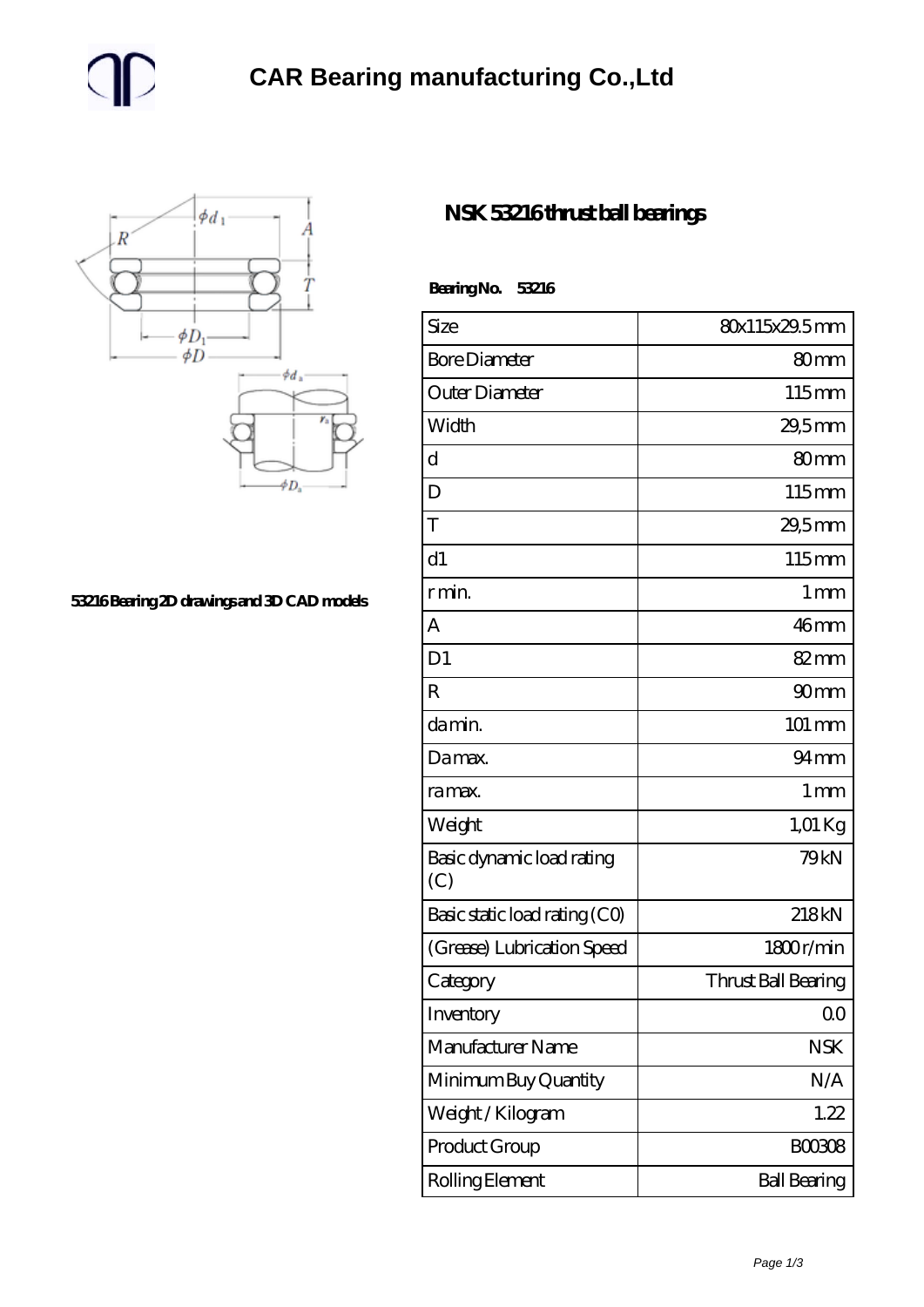# CAR Bearing manufacturing Co.,Ltd

53216 Bearing 2D drawings and 3D CAD models

## NSK 53216 thrust ball bearings

**Bearing No. 53216**

| Size | 80x115x29.5 mm |
|---|---|
| Bore Diameter | 80 mm |
| Outer Diameter | 115 mm |
| Width | 29,5 mm |
| d | 80 mm |
| D | 115 mm |
| T | 29,5 mm |
| d1 | 115 mm |
| r min. | 1 mm |
| A | 46 mm |
| D1 | 82 mm |
| R | 90 mm |
| da min. | 101 mm |
| Da max. | 94 mm |
| ra max. | 1 mm |
| Weight | 1,01 Kg |
| Basic dynamic load rating (C) | 79 kN |
| Basic static load rating (C0) | 218 kN |
| (Grease) Lubrication Speed | 1800 r/min |
| Category | Thrust Ball Bearing |
| Inventory | 0.0 |
| Manufacturer Name | NSK |
| Minimum Buy Quantity | N/A |
| Weight / Kilogram | 1.22 |
| Product Group | B00308 |
| Rolling Element | Ball Bearing |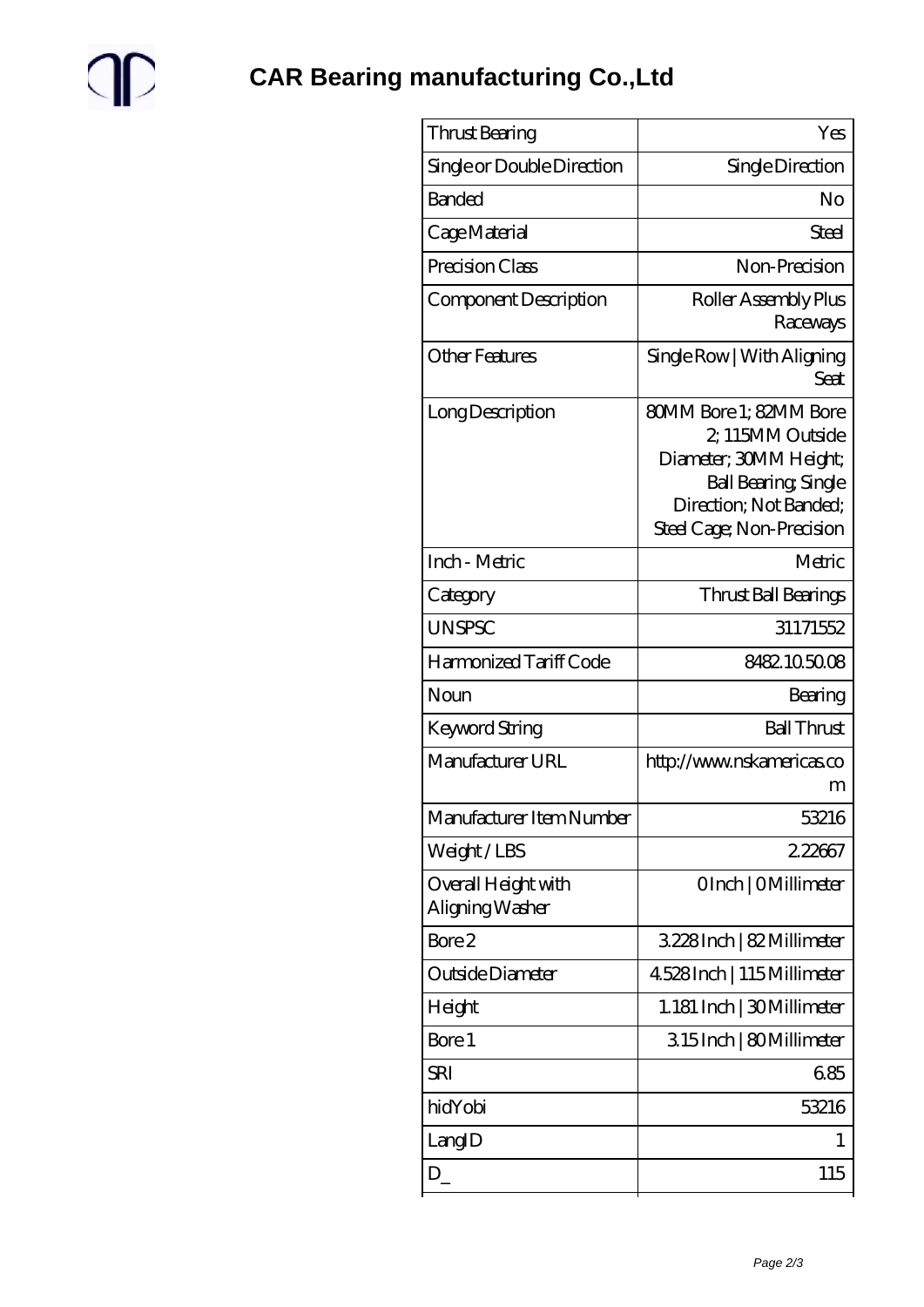# CAR Bearing manufacturing Co.,Ltd

| Thrust Bearing | Yes |
| --- | --- |
| Single or Double Direction | Single Direction |
| Banded | No |
| Cage Material | Steel |
| Precision Class | Non-Precision |
| Component Description | Roller Assembly Plus Raceways |
| Other Features | Single Row \| With Aligning Seat |
| Long Description | 80MM Bore 1; 82MM Bore 2; 115MM Outside Diameter; 30MM Height; Ball Bearing; Single Direction; Not Banded; Steel Cage; Non-Precision |
| Inch - Metric | Metric |
| Category | Thrust Ball Bearings |
| UNSPSC | 31171552 |
| Harmonized Tariff Code | 8482.10.50.08 |
| Noun | Bearing |
| Keyword String | Ball Thrust |
| Manufacturer URL | http://www.nskamericas.com |
| Manufacturer Item Number | 53216 |
| Weight / LBS | 2.22667 |
| Overall Height with Aligning Washer | 0 Inch \| 0 Millimeter |
| Bore 2 | 3.228 Inch \| 82 Millimeter |
| Outside Diameter | 4.528 Inch \| 115 Millimeter |
| Height | 1.181 Inch \| 30 Millimeter |
| Bore 1 | 3.15 Inch \| 80 Millimeter |
| SRI | 6.85 |
| hidYobi | 53216 |
| LangID | 1 |
| D_ | 115 |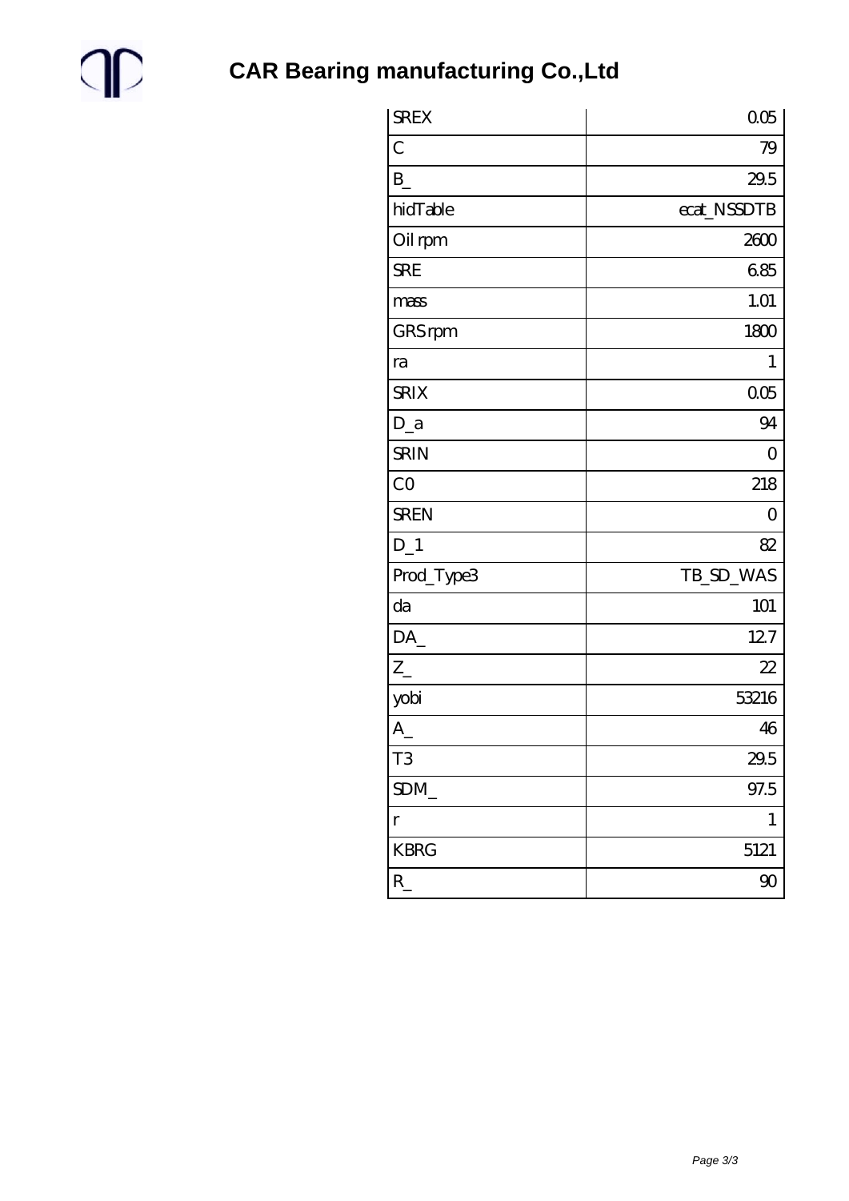| | |
|---|---|
| SREX | 0.05 |
| C | 79 |
| B_ | 29.5 |
| hidTable | ecat_NSSDTB |
| Oil rpm | 2600 |
| SRE | 6.85 |
| mass | 1.01 |
| GRS rpm | 1800 |
| ra | 1 |
| SRIX | 0.05 |
| D_a | 94 |
| SRIN | 0 |
| C0 | 218 |
| SREN | 0 |
| D_1 | 82 |
| Prod_Type3 | TB_SD_WAS |
| da | 101 |
| DA_ | 12.7 |
| Z_ | 22 |
| yobi | 53216 |
| A_ | 46 |
| T3 | 29.5 |
| SDM_ | 97.5 |
| r | 1 |
| KBRG | 5121 |
| R_ | 90 |